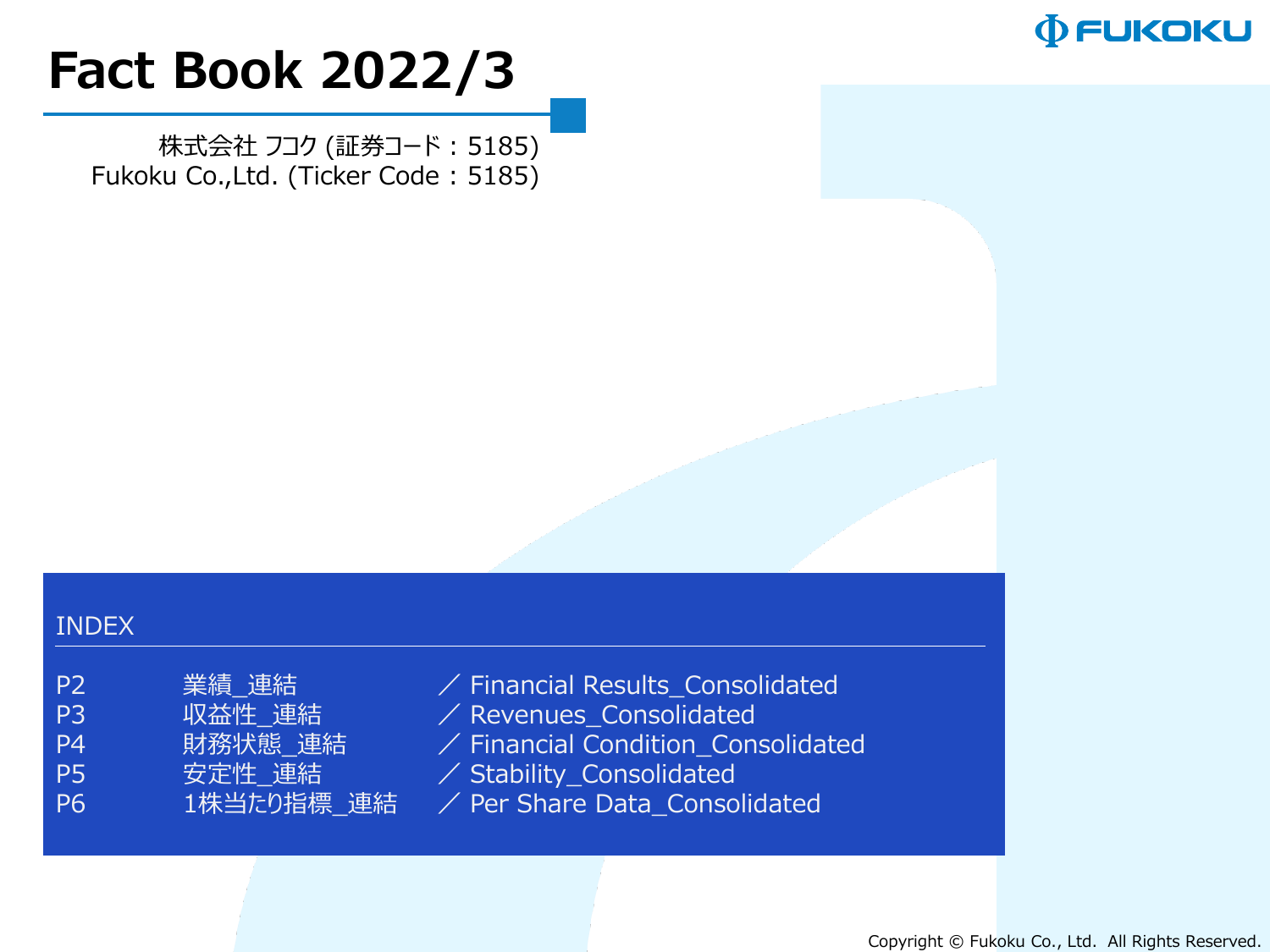FUKOKU

# Fact Book 2022/3

株式会社 フコク (証券コード：5185)
Fukoku Co.,Ltd. (Ticker Code：5185)

## INDEX

| | | |
|---|---|---|
| P2 | 業績_連結 | ／ Financial Results_Consolidated |
| P3 | 収益性_連結 | ／ Revenues_Consolidated |
| P4 | 財務状態_連結 | ／ Financial Condition_Consolidated |
| P5 | 安定性_連結 | ／ Stability_Consolidated |
| P6 | 1株当たり指標_連結 | ／ Per Share Data_Consolidated |

Copyright © Fukoku Co., Ltd. All Rights Reserved.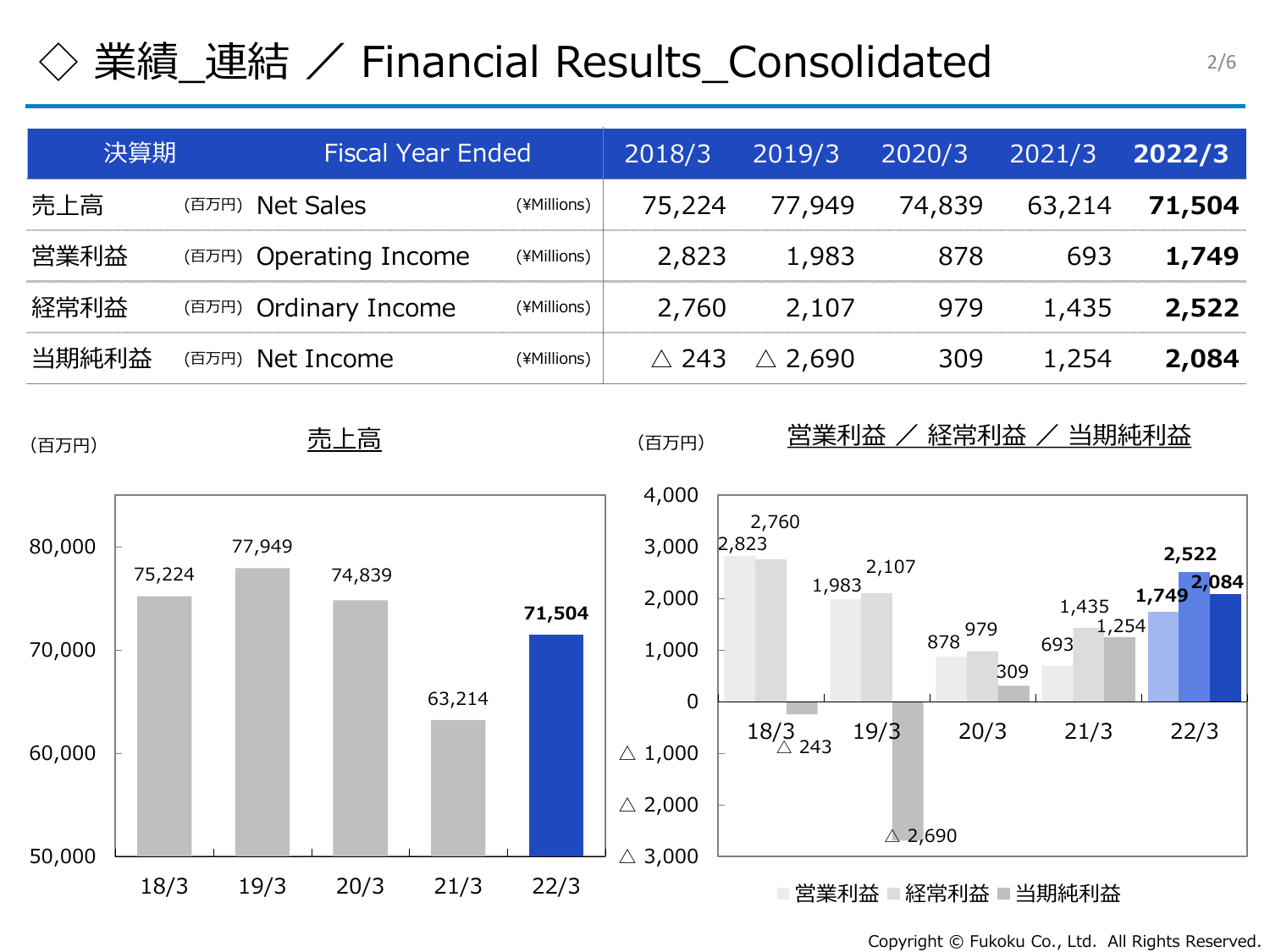# ◇ 業績_連結 ／ Financial Results_Consolidated

| 決算期 | Fiscal Year Ended | 2018/3 | 2019/3 | 2020/3 | 2021/3 | **2022/3** |
|---|---|---|---|---|---|---|
| 売上高 (百万円) | Net Sales (¥Millions) | 75,224 | 77,949 | 74,839 | 63,214 | **71,504** |
| 営業利益 (百万円) | Operating Income (¥Millions) | 2,823 | 1,983 | 878 | 693 | **1,749** |
| 経常利益 (百万円) | Ordinary Income (¥Millions) | 2,760 | 2,107 | 979 | 1,435 | **2,522** |
| 当期純利益 (百万円) | Net Income (¥Millions) | △ 243 | △ 2,690 | 309 | 1,254 | **2,084** |

(百万円) 売上高

| | 18/3 | 19/3 | 20/3 | 21/3 | 22/3 |
|---|---|---|---|---|---|
| 売上高 | 75,224 | 77,949 | 74,839 | 63,214 | **71,504** |

(百万円) 営業利益 ／ 経常利益 ／ 当期純利益

| | 18/3 | 19/3 | 20/3 | 21/3 | 22/3 |
|---|---|---|---|---|---|
| 営業利益 | 2,823 | 1,983 | 878 | 693 | **1,749** |
| 経常利益 | 2,760 | 2,107 | 979 | 1,435 | **2,522** |
| 当期純利益 | △ 243 | △ 2,690 | 309 | 1,254 | **2,084** |

Copyright © Fukoku Co., Ltd. All Rights Reserved.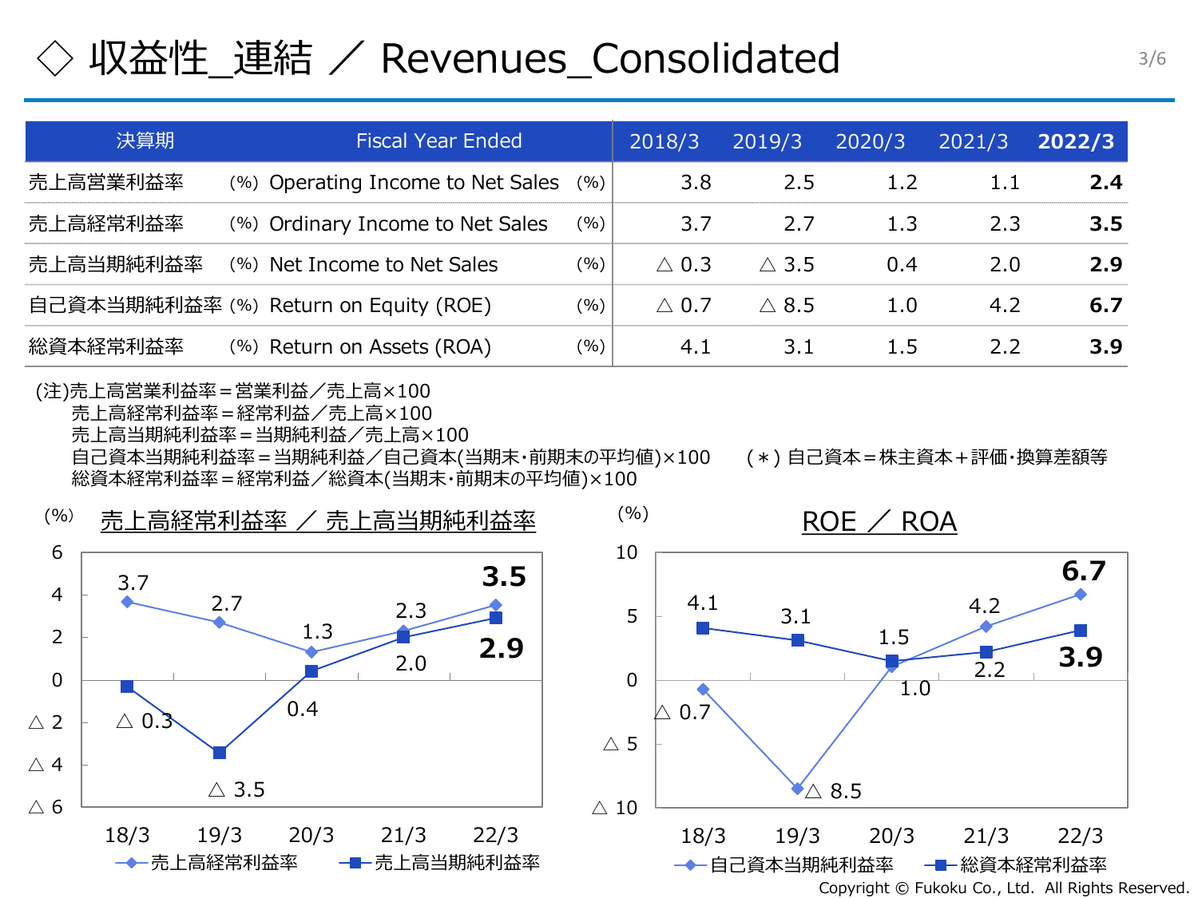# ◇ 収益性_連結 ／ Revenues_Consolidated

| 決算期 | | Fiscal Year Ended | | 2018/3 | 2019/3 | 2020/3 | 2021/3 | **2022/3** |
|---|---|---|---|---|---|---|---|---|
| 売上高営業利益率 | (%) | Operating Income to Net Sales | (%) | 3.8 | 2.5 | 1.2 | 1.1 | **2.4** |
| 売上高経常利益率 | (%) | Ordinary Income to Net Sales | (%) | 3.7 | 2.7 | 1.3 | 2.3 | **3.5** |
| 売上高当期純利益率 | (%) | Net Income to Net Sales | (%) | △ 0.3 | △ 3.5 | 0.4 | 2.0 | **2.9** |
| 自己資本当期純利益率 | (%) | Return on Equity (ROE) | (%) | △ 0.7 | △ 8.5 | 1.0 | 4.2 | **6.7** |
| 総資本経常利益率 | (%) | Return on Assets (ROA) | (%) | 4.1 | 3.1 | 1.5 | 2.2 | **3.9** |

(注)売上高営業利益率＝営業利益／売上高×100
売上高経常利益率＝経常利益／売上高×100
売上高当期純利益率＝当期純利益／売上高×100
自己資本当期純利益率＝当期純利益／自己資本(当期末・前期末の平均値)×100　　(＊) 自己資本＝株主資本＋評価・換算差額等
総資本経常利益率＝経常利益／総資本(当期末・前期末の平均値)×100

## 売上高経常利益率 ／ 売上高当期純利益率

(%)

| | 18/3 | 19/3 | 20/3 | 21/3 | 22/3 |
|---|---|---|---|---|---|
| 売上高経常利益率 | 3.7 | 2.7 | 1.3 | 2.3 | **3.5** |
| 売上高当期純利益率 | △ 0.3 | △ 3.5 | 0.4 | 2.0 | **2.9** |

## ROE ／ ROA

(%)

| | 18/3 | 19/3 | 20/3 | 21/3 | 22/3 |
|---|---|---|---|---|---|
| 自己資本当期純利益率 | △ 0.7 | △ 8.5 | 1.0 | 4.2 | **6.7** |
| 総資本経常利益率 | 4.1 | 3.1 | 1.5 | 2.2 | **3.9** |

Copyright © Fukoku Co., Ltd. All Rights Reserved.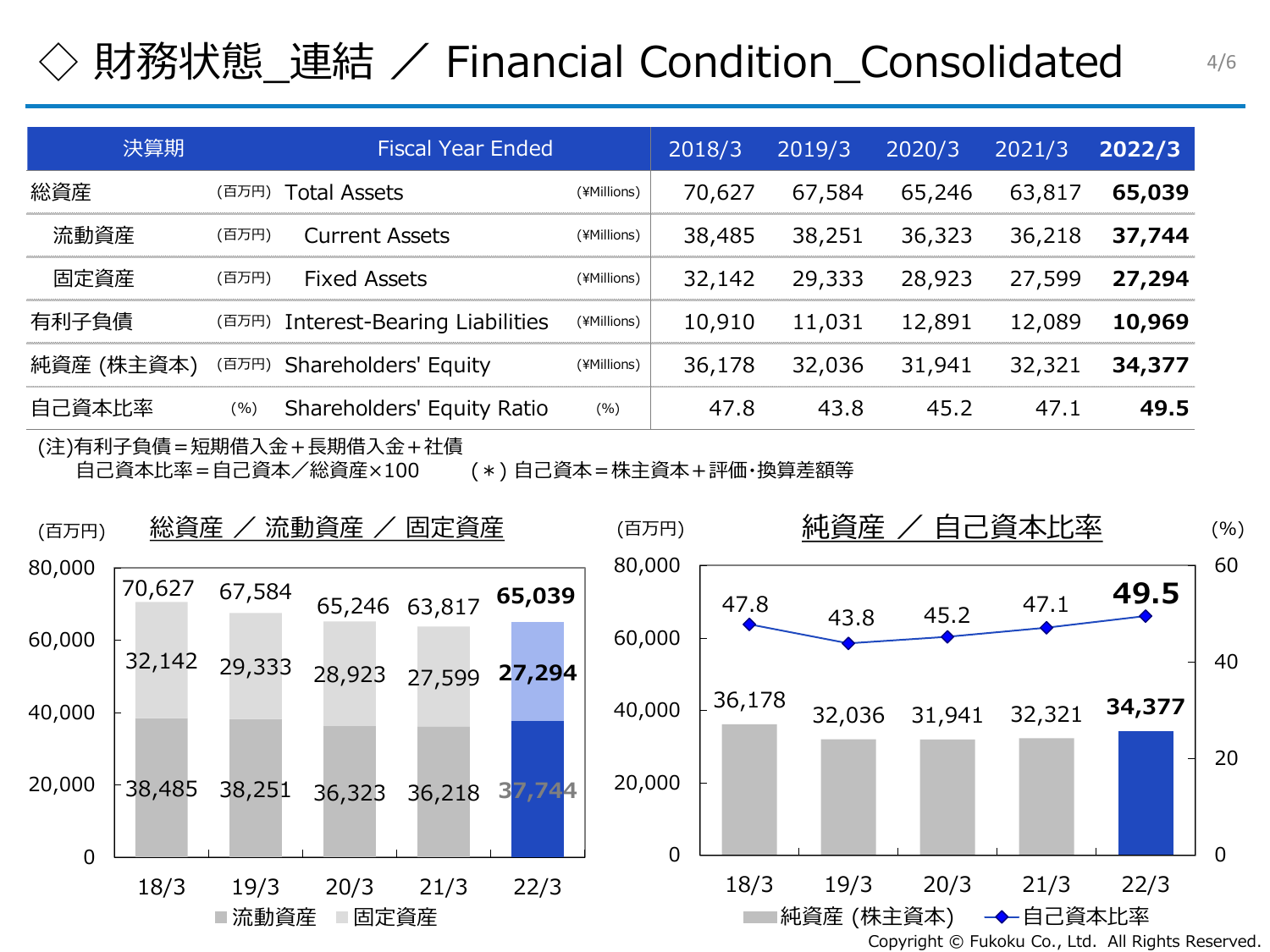# ◇ 財務状態_連結 ／ Financial Condition_Consolidated

| 決算期 | | Fiscal Year Ended | | 2018/3 | 2019/3 | 2020/3 | 2021/3 | **2022/3** |
|---|---|---|---|---|---|---|---|---|
| 総資産 | (百万円) | Total Assets | (¥Millions) | 70,627 | 67,584 | 65,246 | 63,817 | **65,039** |
| 流動資産 | (百万円) | Current Assets | (¥Millions) | 38,485 | 38,251 | 36,323 | 36,218 | **37,744** |
| 固定資産 | (百万円) | Fixed Assets | (¥Millions) | 32,142 | 29,333 | 28,923 | 27,599 | **27,294** |
| 有利子負債 | (百万円) | Interest-Bearing Liabilities | (¥Millions) | 10,910 | 11,031 | 12,891 | 12,089 | **10,969** |
| 純資産 (株主資本) | (百万円) | Shareholders' Equity | (¥Millions) | 36,178 | 32,036 | 31,941 | 32,321 | **34,377** |
| 自己資本比率 | (%) | Shareholders' Equity Ratio | (%) | 47.8 | 43.8 | 45.2 | 47.1 | **49.5** |

(注)有利子負債＝短期借入金＋長期借入金＋社債
　　自己資本比率＝自己資本／総資産×100　　（＊）自己資本＝株主資本＋評価･換算差額等

## 総資産 ／ 流動資産 ／ 固定資産

(百万円)

| | 18/3 | 19/3 | 20/3 | 21/3 | 22/3 |
|---|---|---|---|---|---|
| 総資産 | 70,627 | 67,584 | 65,246 | 63,817 | **65,039** |
| 固定資産 | 32,142 | 29,333 | 28,923 | 27,599 | **27,294** |
| 流動資産 | 38,485 | 38,251 | 36,323 | 36,218 | **37,744** |

## 純資産 ／ 自己資本比率

| | 18/3 | 19/3 | 20/3 | 21/3 | 22/3 |
|---|---|---|---|---|---|
| 純資産 (株主資本) (百万円) | 36,178 | 32,036 | 31,941 | 32,321 | **34,377** |
| 自己資本比率 (%) | 47.8 | 43.8 | 45.2 | 47.1 | **49.5** |

Copyright © Fukoku Co., Ltd. All Rights Reserved.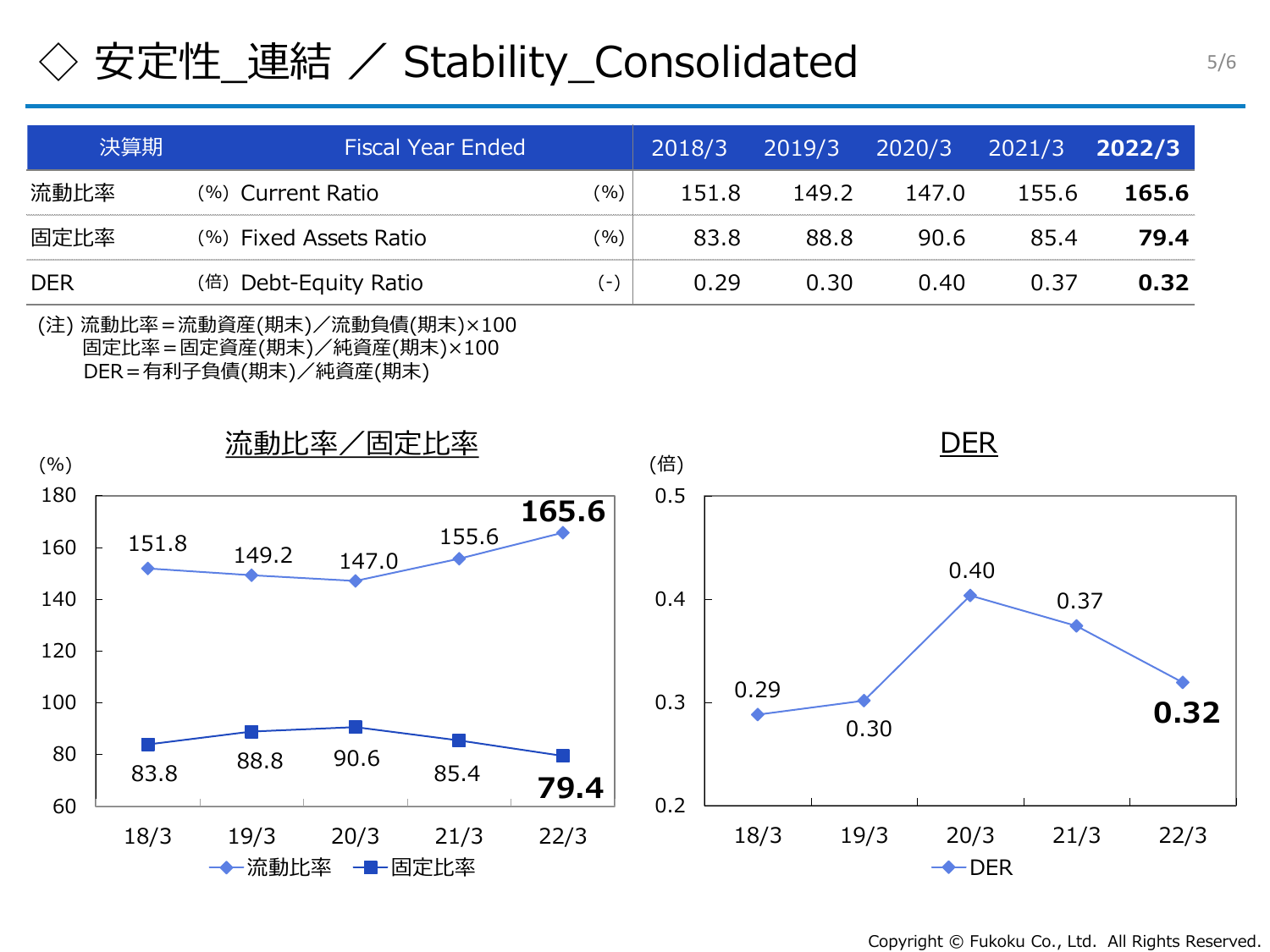# ◇ 安定性_連結 ／ Stability_Consolidated

| 決算期 | Fiscal Year Ended | | 2018/3 | 2019/3 | 2020/3 | 2021/3 | **2022/3** |
|---|---|---|---|---|---|---|---|
| 流動比率 (%) | Current Ratio | (%) | 151.8 | 149.2 | 147.0 | 155.6 | **165.6** |
| 固定比率 (%) | Fixed Assets Ratio | (%) | 83.8 | 88.8 | 90.6 | 85.4 | **79.4** |
| DER (倍) | Debt-Equity Ratio | (-) | 0.29 | 0.30 | 0.40 | 0.37 | **0.32** |

(注) 流動比率＝流動資産(期末)／流動負債(期末)×100
固定比率＝固定資産(期末)／純資産(期末)×100
DER＝有利子負債(期末)／純資産(期末)

## 流動比率／固定比率

(%)

| | 18/3 | 19/3 | 20/3 | 21/3 | 22/3 |
|---|---|---|---|---|---|
| 流動比率 | 151.8 | 149.2 | 147.0 | 155.6 | **165.6** |
| 固定比率 | 83.8 | 88.8 | 90.6 | 85.4 | **79.4** |

## DER

(倍)

| | 18/3 | 19/3 | 20/3 | 21/3 | 22/3 |
|---|---|---|---|---|---|
| DER | 0.29 | 0.30 | 0.40 | 0.37 | **0.32** |

Copyright © Fukoku Co., Ltd. All Rights Reserved.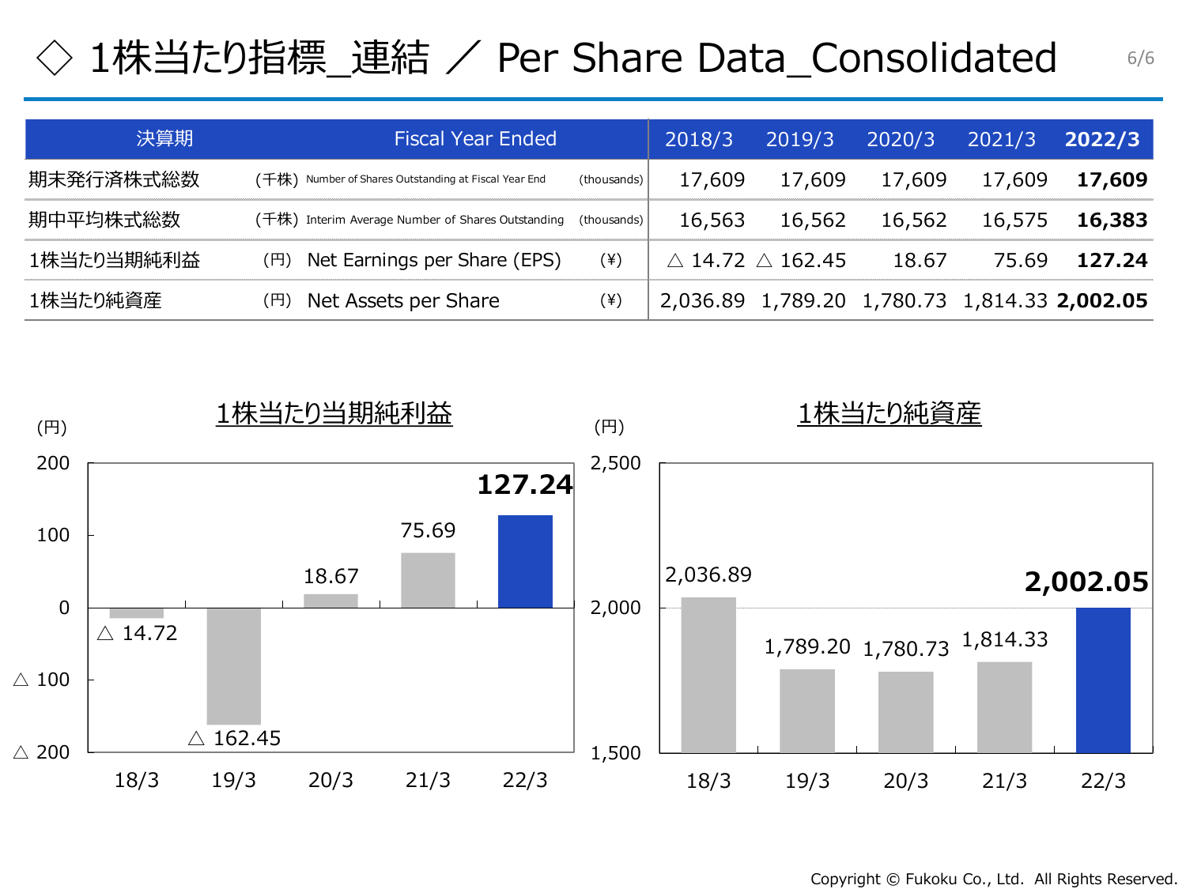# ◇ 1株当たり指標_連結 ／ Per Share Data_Consolidated

| 決算期 | | Fiscal Year Ended | | 2018/3 | 2019/3 | 2020/3 | 2021/3 | **2022/3** |
|---|---|---|---|---|---|---|---|---|
| 期末発行済株式総数 | （千株） | Number of Shares Outstanding at Fiscal Year End | (thousands) | 17,609 | 17,609 | 17,609 | 17,609 | **17,609** |
| 期中平均株式総数 | （千株） | Interim Average Number of Shares Outstanding | (thousands) | 16,563 | 16,562 | 16,562 | 16,575 | **16,383** |
| 1株当たり当期純利益 | （円） | Net Earnings per Share (EPS) | (¥) | △ 14.72 | △ 162.45 | 18.67 | 75.69 | **127.24** |
| 1株当たり純資産 | （円） | Net Assets per Share | (¥) | 2,036.89 | 1,789.20 | 1,780.73 | 1,814.33 | **2,002.05** |

## 1株当たり当期純利益

(円)
200
100
0
△ 100
△ 200
△ 14.72
△ 162.45
18.67
75.69
**127.24**
18/3
19/3
20/3
21/3
22/3

## 1株当たり純資産

(円)
2,500
2,000
1,500
2,036.89
1,789.20
1,780.73
1,814.33
**2,002.05**
18/3
19/3
20/3
21/3
22/3

Copyright © Fukoku Co., Ltd. All Rights Reserved.